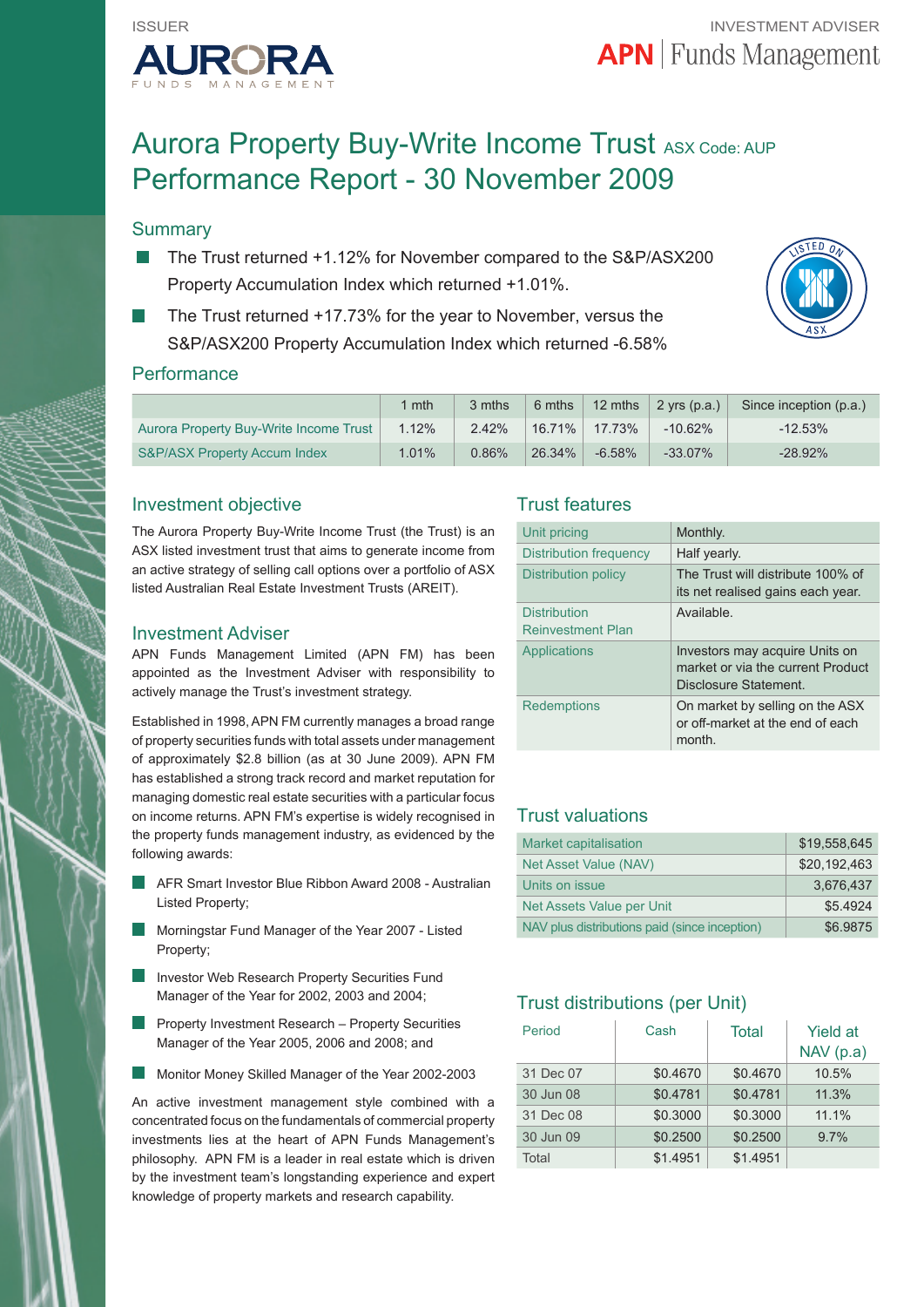ISSUER

AURORA FUNDS MANAGEMENT

INVESTMENT ADVISER

APN | Funds Management

# Aurora Property Buy-Write Income Trust ASX Code: AUP
# Performance Report - 30 November 2009

## Summary

- The Trust returned +1.12% for November compared to the S&P/ASX200 Property Accumulation Index which returned +1.01%.
- The Trust returned +17.73% for the year to November, versus the S&P/ASX200 Property Accumulation Index which returned -6.58%

## Performance

| | 1 mth | 3 mths | 6 mths | 12 mths | 2 yrs (p.a.) | Since inception (p.a.) |
|---|---|---|---|---|---|---|
| Aurora Property Buy-Write Income Trust | 1.12% | 2.42% | 16.71% | 17.73% | -10.62% | -12.53% |
| S&P/ASX Property Accum Index | 1.01% | 0.86% | 26.34% | -6.58% | -33.07% | -28.92% |

## Investment objective

The Aurora Property Buy-Write Income Trust (the Trust) is an ASX listed investment trust that aims to generate income from an active strategy of selling call options over a portfolio of ASX listed Australian Real Estate Investment Trusts (AREIT).

## Investment Adviser

APN Funds Management Limited (APN FM) has been appointed as the Investment Adviser with responsibility to actively manage the Trust's investment strategy.

Established in 1998, APN FM currently manages a broad range of property securities funds with total assets under management of approximately $2.8 billion (as at 30 June 2009). APN FM has established a strong track record and market reputation for managing domestic real estate securities with a particular focus on income returns. APN FM's expertise is widely recognised in the property funds management industry, as evidenced by the following awards:

- AFR Smart Investor Blue Ribbon Award 2008 - Australian Listed Property;
- Morningstar Fund Manager of the Year 2007 - Listed Property;
- Investor Web Research Property Securities Fund Manager of the Year for 2002, 2003 and 2004;
- Property Investment Research – Property Securities Manager of the Year 2005, 2006 and 2008; and
- Monitor Money Skilled Manager of the Year 2002-2003

An active investment management style combined with a concentrated focus on the fundamentals of commercial property investments lies at the heart of APN Funds Management's philosophy. APN FM is a leader in real estate which is driven by the investment team's longstanding experience and expert knowledge of property markets and research capability.

## Trust features

| | |
|---|---|
| Unit pricing | Monthly. |
| Distribution frequency | Half yearly. |
| Distribution policy | The Trust will distribute 100% of its net realised gains each year. |
| Distribution Reinvestment Plan | Available. |
| Applications | Investors may acquire Units on market or via the current Product Disclosure Statement. |
| Redemptions | On market by selling on the ASX or off-market at the end of each month. |

## Trust valuations

| | |
|---|---|
| Market capitalisation | $19,558,645 |
| Net Asset Value (NAV) | $20,192,463 |
| Units on issue | 3,676,437 |
| Net Assets Value per Unit | $5.4924 |
| NAV plus distributions paid (since inception) | $6.9875 |

## Trust distributions (per Unit)

| Period | Cash | Total | Yield at NAV (p.a) |
|---|---|---|---|
| 31 Dec 07 | $0.4670 | $0.4670 | 10.5% |
| 30 Jun 08 | $0.4781 | $0.4781 | 11.3% |
| 31 Dec 08 | $0.3000 | $0.3000 | 11.1% |
| 30 Jun 09 | $0.2500 | $0.2500 | 9.7% |
| Total | $1.4951 | $1.4951 | |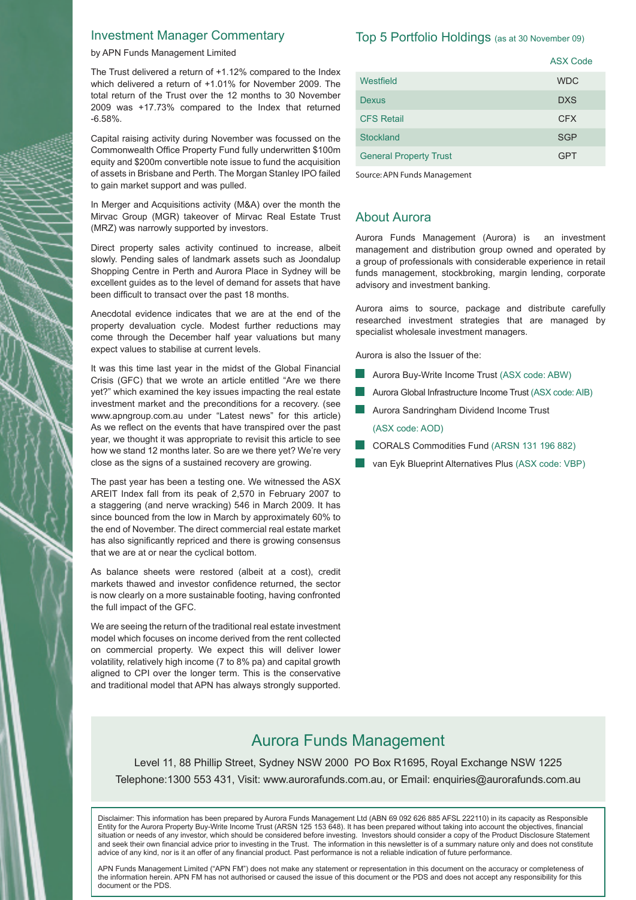## Investment Manager Commentary

by APN Funds Management Limited

The Trust delivered a return of +1.12% compared to the Index which delivered a return of +1.01% for November 2009. The total return of the Trust over the 12 months to 30 November 2009 was +17.73% compared to the Index that returned -6.58%.

Capital raising activity during November was focussed on the Commonwealth Office Property Fund fully underwritten $100m equity and $200m convertible note issue to fund the acquisition of assets in Brisbane and Perth. The Morgan Stanley IPO failed to gain market support and was pulled.

In Merger and Acquisitions activity (M&A) over the month the Mirvac Group (MGR) takeover of Mirvac Real Estate Trust (MRZ) was narrowly supported by investors.

Direct property sales activity continued to increase, albeit slowly. Pending sales of landmark assets such as Joondalup Shopping Centre in Perth and Aurora Place in Sydney will be excellent guides as to the level of demand for assets that have been difficult to transact over the past 18 months.

Anecdotal evidence indicates that we are at the end of the property devaluation cycle. Modest further reductions may come through the December half year valuations but many expect values to stabilise at current levels.

It was this time last year in the midst of the Global Financial Crisis (GFC) that we wrote an article entitled “Are we there yet?” which examined the key issues impacting the real estate investment market and the preconditions for a recovery. (see www.apngroup.com.au under “Latest news” for this article) As we reflect on the events that have transpired over the past year, we thought it was appropriate to revisit this article to see how we stand 12 months later. So are we there yet? We’re very close as the signs of a sustained recovery are growing.

The past year has been a testing one. We witnessed the ASX AREIT Index fall from its peak of 2,570 in February 2007 to a staggering (and nerve wracking) 546 in March 2009. It has since bounced from the low in March by approximately 60% to the end of November. The direct commercial real estate market has also significantly repriced and there is growing consensus that we are at or near the cyclical bottom.

As balance sheets were restored (albeit at a cost), credit markets thawed and investor confidence returned, the sector is now clearly on a more sustainable footing, having confronted the full impact of the GFC.

We are seeing the return of the traditional real estate investment model which focuses on income derived from the rent collected on commercial property. We expect this will deliver lower volatility, relatively high income (7 to 8% pa) and capital growth aligned to CPI over the longer term. This is the conservative and traditional model that APN has always strongly supported.

## Top 5 Portfolio Holdings (as at 30 November 09)

| | ASX Code |
|---|---|
| Westfield | WDC |
| Dexus | DXS |
| CFS Retail | CFX |
| Stockland | SGP |
| General Property Trust | GPT |

Source: APN Funds Management

## About Aurora

Aurora Funds Management (Aurora) is an investment management and distribution group owned and operated by a group of professionals with considerable experience in retail funds management, stockbroking, margin lending, corporate advisory and investment banking.

Aurora aims to source, package and distribute carefully researched investment strategies that are managed by specialist wholesale investment managers.

Aurora is also the Issuer of the:

- Aurora Buy-Write Income Trust (ASX code: ABW)
- Aurora Global Infrastructure Income Trust (ASX code: AIB)
- Aurora Sandringham Dividend Income Trust (ASX code: AOD)
- CORALS Commodities Fund (ARSN 131 196 882)
- van Eyk Blueprint Alternatives Plus (ASX code: VBP)

## Aurora Funds Management

Level 11, 88 Phillip Street, Sydney NSW 2000 PO Box R1695, Royal Exchange NSW 1225

Telephone:1300 553 431, Visit: www.aurorafunds.com.au, or Email: enquiries@aurorafunds.com.au

Disclaimer: This information has been prepared by Aurora Funds Management Ltd (ABN 69 092 626 885 AFSL 222110) in its capacity as Responsible Entity for the Aurora Property Buy-Write Income Trust (ARSN 125 153 648). It has been prepared without taking into account the objectives, financial situation or needs of any investor, which should be considered before investing. Investors should consider a copy of the Product Disclosure Statement and seek their own financial advice prior to investing in the Trust. The information in this newsletter is of a summary nature only and does not constitute advice of any kind, nor is it an offer of any financial product. Past performance is not a reliable indication of future performance.

APN Funds Management Limited (“APN FM”) does not make any statement or representation in this document on the accuracy or completeness of the information herein. APN FM has not authorised or caused the issue of this document or the PDS and does not accept any responsibility for this document or the PDS.